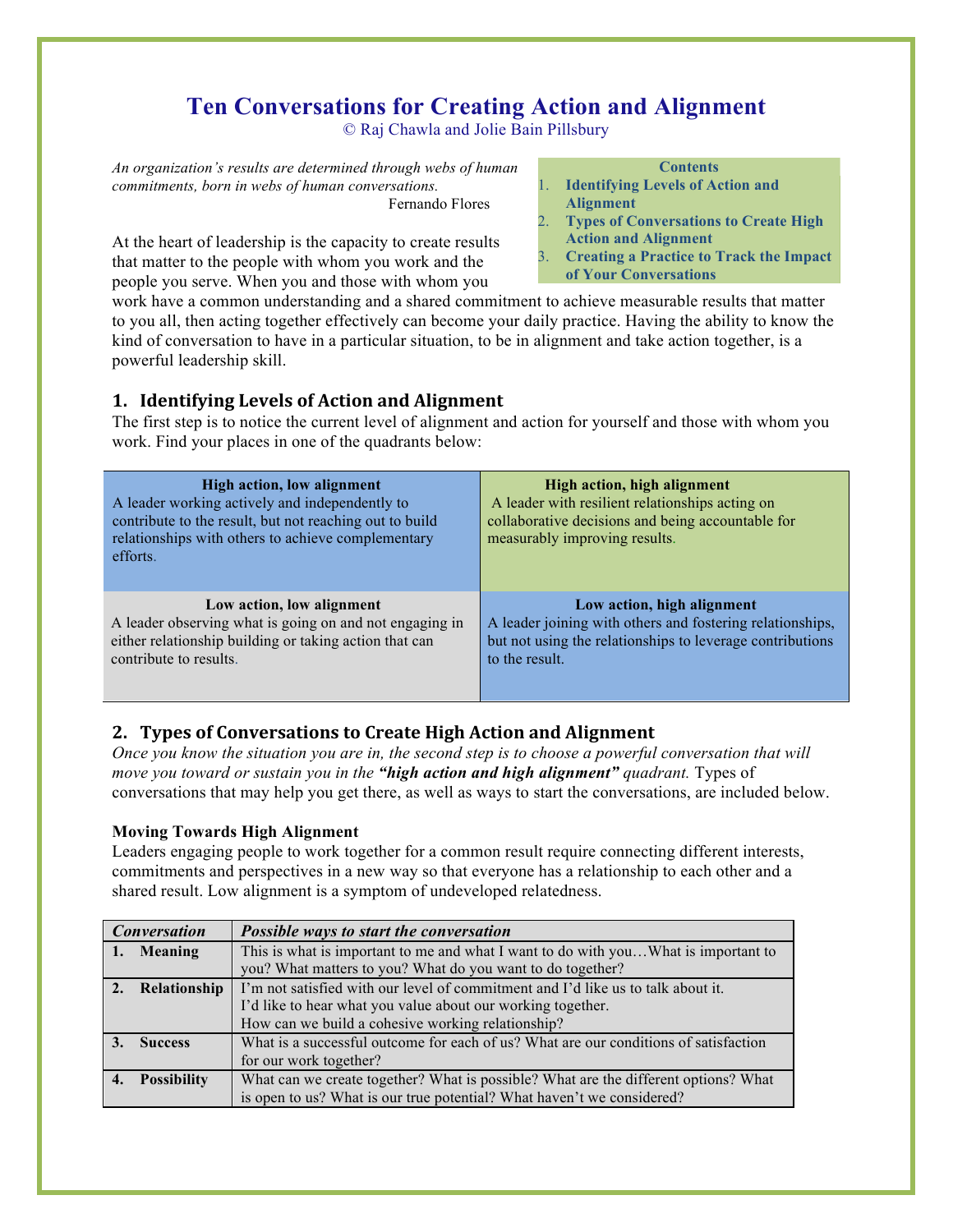# Ten Conversations for Creating Action and Alignment

© Raj Chawla and Jolie Bain Pillsbury

*An organization's results are determined through webs of human commitments, born in webs of human conversations.*

Fernando Flores

**Contents**

1. **Identifying Levels of Action and Alignment**
2. **Types of Conversations to Create High Action and Alignment**
3. **Creating a Practice to Track the Impact of Your Conversations**

At the heart of leadership is the capacity to create results that matter to the people with whom you work and the people you serve. When you and those with whom you work have a common understanding and a shared commitment to achieve measurable results that matter to you all, then acting together effectively can become your daily practice. Having the ability to know the kind of conversation to have in a particular situation, to be in alignment and take action together, is a powerful leadership skill.

## 1. Identifying Levels of Action and Alignment

The first step is to notice the current level of alignment and action for yourself and those with whom you work. Find your places in one of the quadrants below:

| | |
|---|---|
| **High action, low alignment**<br>A leader working actively and independently to contribute to the result, but not reaching out to build relationships with others to achieve complementary efforts. | **High action, high alignment**<br>A leader with resilient relationships acting on collaborative decisions and being accountable for measurably improving results. |
| **Low action, low alignment**<br>A leader observing what is going on and not engaging in either relationship building or taking action that can contribute to results. | **Low action, high alignment**<br>A leader joining with others and fostering relationships, but not using the relationships to leverage contributions to the result. |

## 2. Types of Conversations to Create High Action and Alignment

*Once you know the situation you are in, the second step is to choose a powerful conversation that will move you toward or sustain you in the* ***"high action and high alignment"*** *quadrant.* Types of conversations that may help you get there, as well as ways to start the conversations, are included below.

### Moving Towards High Alignment

Leaders engaging people to work together for a common result require connecting different interests, commitments and perspectives in a new way so that everyone has a relationship to each other and a shared result. Low alignment is a symptom of undeveloped relatedness.

| *Conversation* | *Possible ways to start the conversation* |
|---|---|
| **1. Meaning** | This is what is important to me and what I want to do with you…What is important to you? What matters to you? What do you want to do together? |
| **2. Relationship** | I'm not satisfied with our level of commitment and I'd like us to talk about it.<br>I'd like to hear what you value about our working together.<br>How can we build a cohesive working relationship? |
| **3. Success** | What is a successful outcome for each of us? What are our conditions of satisfaction for our work together? |
| **4. Possibility** | What can we create together? What is possible? What are the different options? What is open to us? What is our true potential? What haven't we considered? |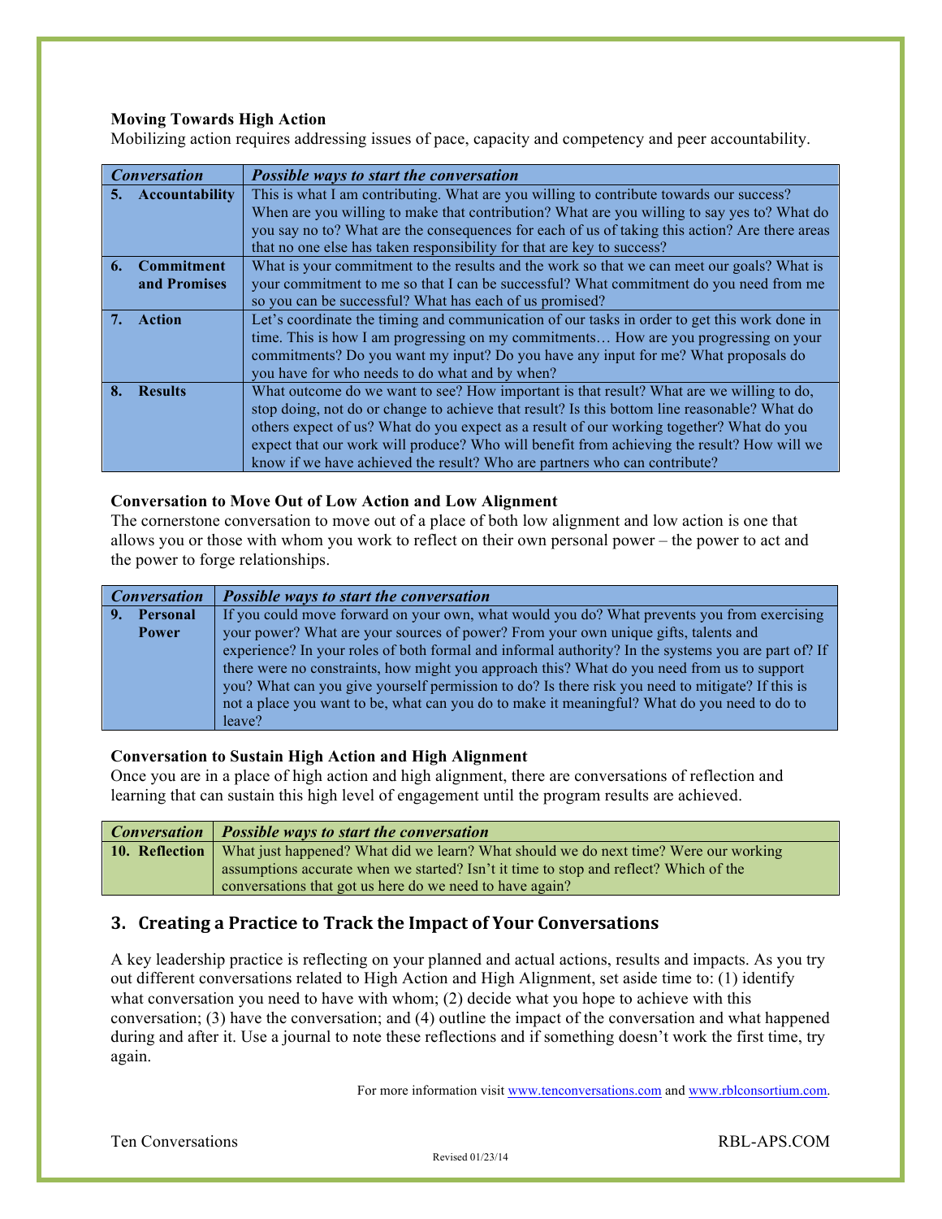**Moving Towards High Action**

Mobilizing action requires addressing issues of pace, capacity and competency and peer accountability.

| *Conversation* | *Possible ways to start the conversation* |
|---|---|
| **5. Accountability** | This is what I am contributing. What are you willing to contribute towards our success? When are you willing to make that contribution? What are you willing to say yes to? What do you say no to? What are the consequences for each of us of taking this action? Are there areas that no one else has taken responsibility for that are key to success? |
| **6. Commitment and Promises** | What is your commitment to the results and the work so that we can meet our goals? What is your commitment to me so that I can be successful? What commitment do you need from me so you can be successful? What has each of us promised? |
| **7. Action** | Let's coordinate the timing and communication of our tasks in order to get this work done in time. This is how I am progressing on my commitments… How are you progressing on your commitments? Do you want my input? Do you have any input for me? What proposals do you have for who needs to do what and by when? |
| **8. Results** | What outcome do we want to see? How important is that result? What are we willing to do, stop doing, not do or change to achieve that result? Is this bottom line reasonable? What do others expect of us? What do you expect as a result of our working together? What do you expect that our work will produce? Who will benefit from achieving the result? How will we know if we have achieved the result? Who are partners who can contribute? |

**Conversation to Move Out of Low Action and Low Alignment**

The cornerstone conversation to move out of a place of both low alignment and low action is one that allows you or those with whom you work to reflect on their own personal power – the power to act and the power to forge relationships.

| *Conversation* | *Possible ways to start the conversation* |
|---|---|
| **9. Personal Power** | If you could move forward on your own, what would you do? What prevents you from exercising your power? What are your sources of power? From your own unique gifts, talents and experience? In your roles of both formal and informal authority? In the systems you are part of? If there were no constraints, how might you approach this? What do you need from us to support you? What can you give yourself permission to do? Is there risk you need to mitigate? If this is not a place you want to be, what can you do to make it meaningful? What do you need to do to leave? |

**Conversation to Sustain High Action and High Alignment**

Once you are in a place of high action and high alignment, there are conversations of reflection and learning that can sustain this high level of engagement until the program results are achieved.

| *Conversation* | *Possible ways to start the conversation* |
|---|---|
| **10. Reflection** | What just happened? What did we learn? What should we do next time? Were our working assumptions accurate when we started? Isn't it time to stop and reflect? Which of the conversations that got us here do we need to have again? |

## 3. Creating a Practice to Track the Impact of Your Conversations

A key leadership practice is reflecting on your planned and actual actions, results and impacts. As you try out different conversations related to High Action and High Alignment, set aside time to: (1) identify what conversation you need to have with whom; (2) decide what you hope to achieve with this conversation; (3) have the conversation; and (4) outline the impact of the conversation and what happened during and after it. Use a journal to note these reflections and if something doesn't work the first time, try again.

For more information visit www.tenconversations.com and www.rblconsortium.com.

Revised 01/23/14